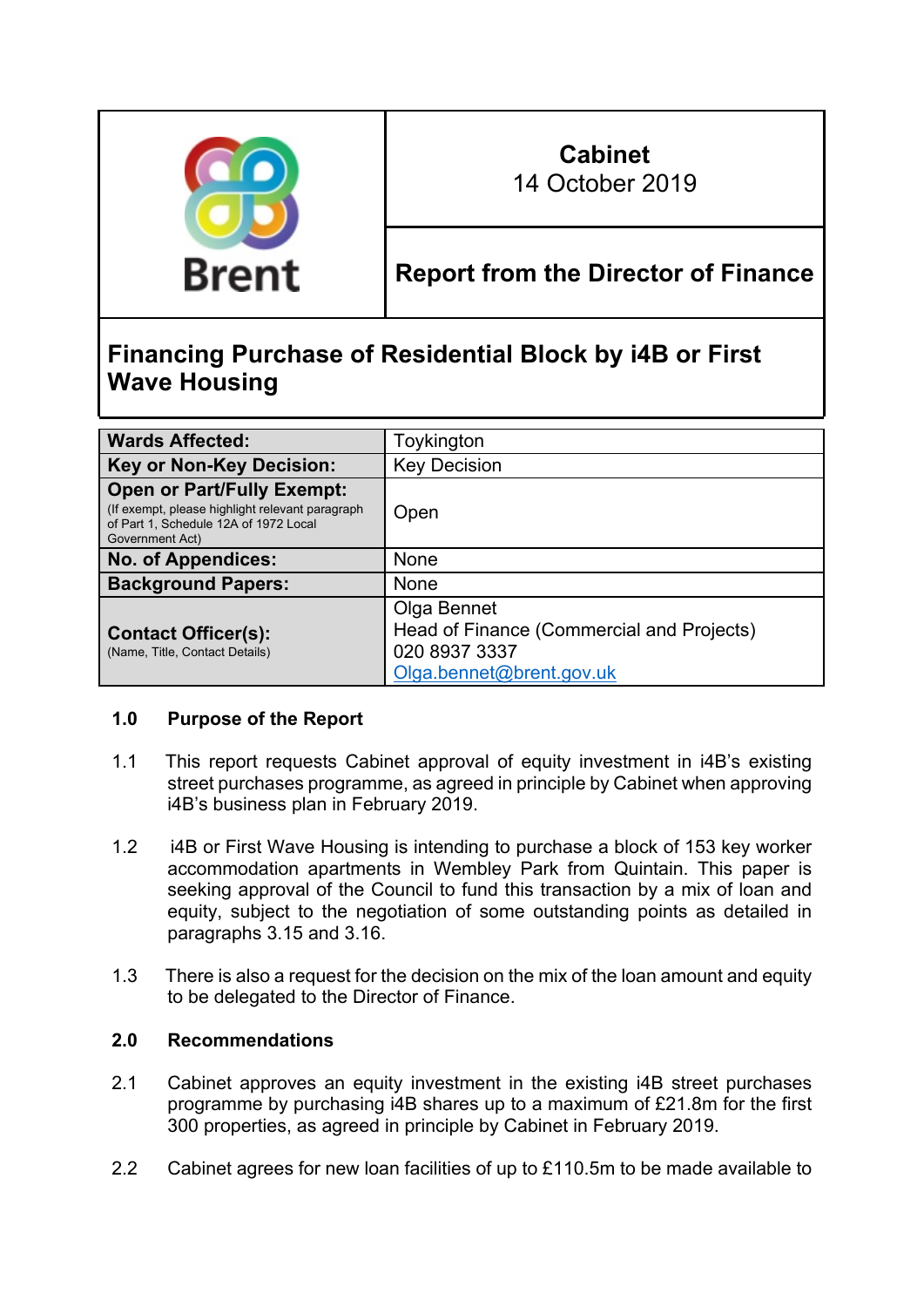| Brent | Cabinet<br>14 October 2019 |
|---|---|
| | **Report from the Director of Finance** |

# Financing Purchase of Residential Block by i4B or First Wave Housing

| | |
|---|---|
| **Wards Affected:** | Toykington |
| **Key or Non-Key Decision:** | Key Decision |
| **Open or Part/Fully Exempt:** (If exempt, please highlight relevant paragraph of Part 1, Schedule 12A of 1972 Local Government Act) | Open |
| **No. of Appendices:** | None |
| **Background Papers:** | None |
| **Contact Officer(s):** (Name, Title, Contact Details) | Olga Bennet<br>Head of Finance (Commercial and Projects)<br>020 8937 3337<br>Olga.bennet@brent.gov.uk |

## 1.0 Purpose of the Report

1.1 This report requests Cabinet approval of equity investment in i4B's existing street purchases programme, as agreed in principle by Cabinet when approving i4B's business plan in February 2019.

1.2 i4B or First Wave Housing is intending to purchase a block of 153 key worker accommodation apartments in Wembley Park from Quintain. This paper is seeking approval of the Council to fund this transaction by a mix of loan and equity, subject to the negotiation of some outstanding points as detailed in paragraphs 3.15 and 3.16.

1.3 There is also a request for the decision on the mix of the loan amount and equity to be delegated to the Director of Finance.

## 2.0 Recommendations

2.1 Cabinet approves an equity investment in the existing i4B street purchases programme by purchasing i4B shares up to a maximum of £21.8m for the first 300 properties, as agreed in principle by Cabinet in February 2019.

2.2 Cabinet agrees for new loan facilities of up to £110.5m to be made available to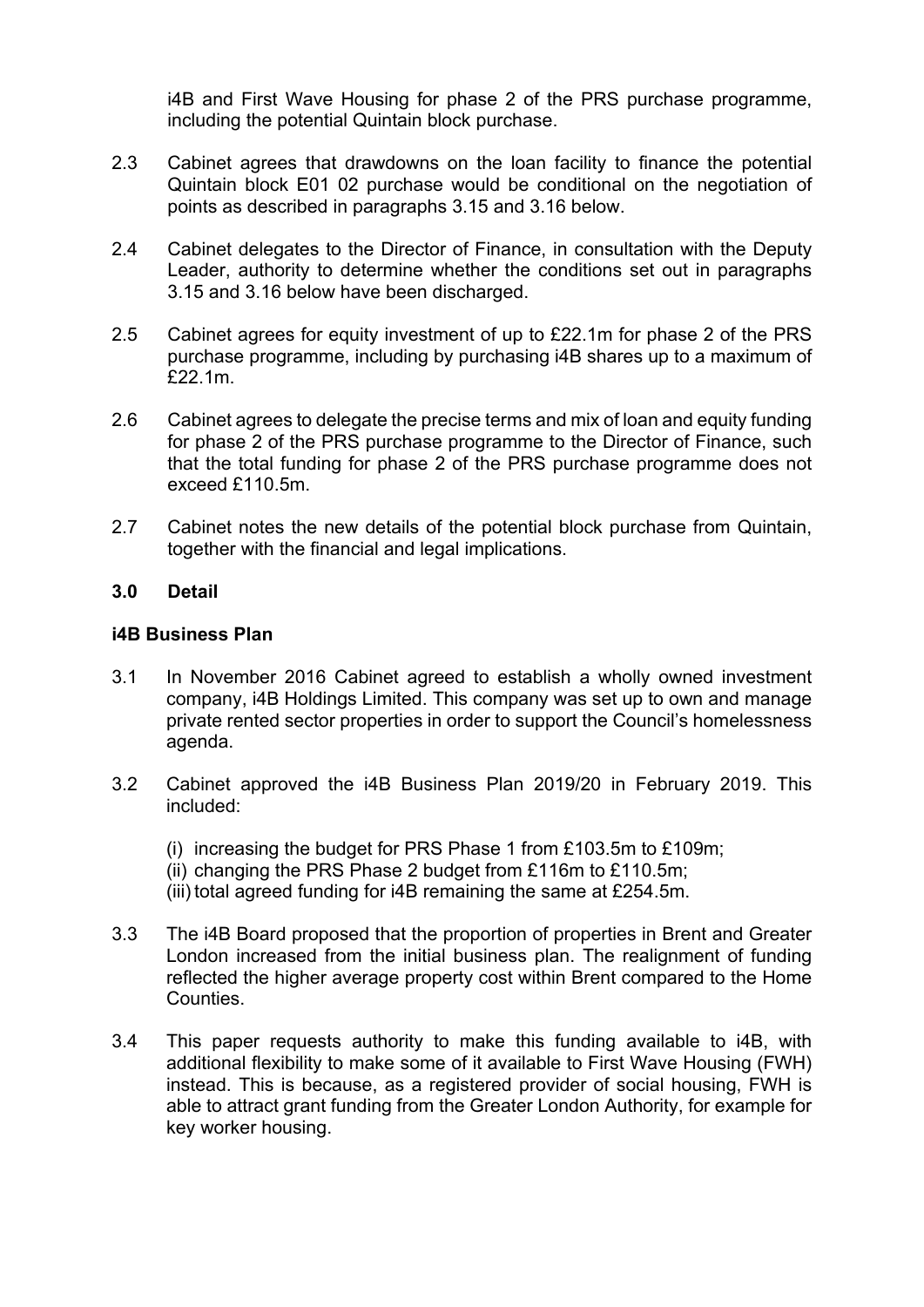i4B and First Wave Housing for phase 2 of the PRS purchase programme, including the potential Quintain block purchase.

2.3 Cabinet agrees that drawdowns on the loan facility to finance the potential Quintain block E01 02 purchase would be conditional on the negotiation of points as described in paragraphs 3.15 and 3.16 below.

2.4 Cabinet delegates to the Director of Finance, in consultation with the Deputy Leader, authority to determine whether the conditions set out in paragraphs 3.15 and 3.16 below have been discharged.

2.5 Cabinet agrees for equity investment of up to £22.1m for phase 2 of the PRS purchase programme, including by purchasing i4B shares up to a maximum of £22.1m.

2.6 Cabinet agrees to delegate the precise terms and mix of loan and equity funding for phase 2 of the PRS purchase programme to the Director of Finance, such that the total funding for phase 2 of the PRS purchase programme does not exceed £110.5m.

2.7 Cabinet notes the new details of the potential block purchase from Quintain, together with the financial and legal implications.

## 3.0 Detail

### i4B Business Plan

3.1 In November 2016 Cabinet agreed to establish a wholly owned investment company, i4B Holdings Limited. This company was set up to own and manage private rented sector properties in order to support the Council's homelessness agenda.

3.2 Cabinet approved the i4B Business Plan 2019/20 in February 2019. This included:

(i) increasing the budget for PRS Phase 1 from £103.5m to £109m;
(ii) changing the PRS Phase 2 budget from £116m to £110.5m;
(iii) total agreed funding for i4B remaining the same at £254.5m.

3.3 The i4B Board proposed that the proportion of properties in Brent and Greater London increased from the initial business plan. The realignment of funding reflected the higher average property cost within Brent compared to the Home Counties.

3.4 This paper requests authority to make this funding available to i4B, with additional flexibility to make some of it available to First Wave Housing (FWH) instead. This is because, as a registered provider of social housing, FWH is able to attract grant funding from the Greater London Authority, for example for key worker housing.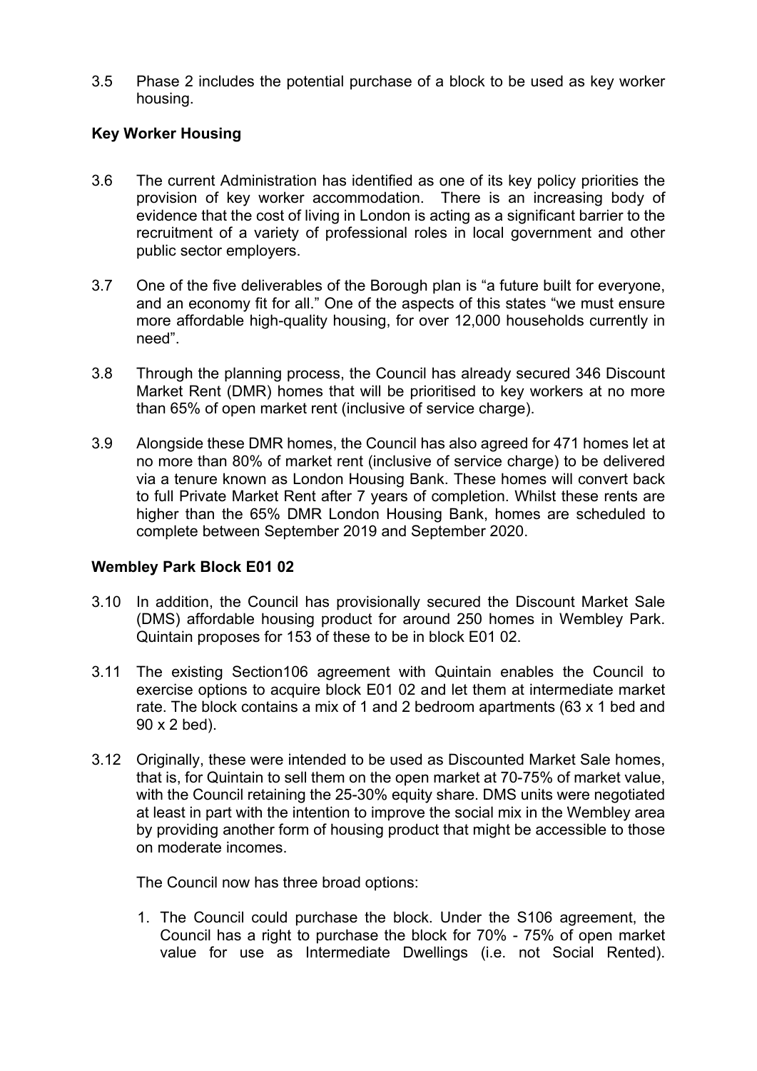3.5 Phase 2 includes the potential purchase of a block to be used as key worker housing.

**Key Worker Housing**

3.6 The current Administration has identified as one of its key policy priorities the provision of key worker accommodation. There is an increasing body of evidence that the cost of living in London is acting as a significant barrier to the recruitment of a variety of professional roles in local government and other public sector employers.

3.7 One of the five deliverables of the Borough plan is "a future built for everyone, and an economy fit for all." One of the aspects of this states "we must ensure more affordable high-quality housing, for over 12,000 households currently in need".

3.8 Through the planning process, the Council has already secured 346 Discount Market Rent (DMR) homes that will be prioritised to key workers at no more than 65% of open market rent (inclusive of service charge).

3.9 Alongside these DMR homes, the Council has also agreed for 471 homes let at no more than 80% of market rent (inclusive of service charge) to be delivered via a tenure known as London Housing Bank. These homes will convert back to full Private Market Rent after 7 years of completion. Whilst these rents are higher than the 65% DMR London Housing Bank, homes are scheduled to complete between September 2019 and September 2020.

**Wembley Park Block E01 02**

3.10 In addition, the Council has provisionally secured the Discount Market Sale (DMS) affordable housing product for around 250 homes in Wembley Park. Quintain proposes for 153 of these to be in block E01 02.

3.11 The existing Section106 agreement with Quintain enables the Council to exercise options to acquire block E01 02 and let them at intermediate market rate. The block contains a mix of 1 and 2 bedroom apartments (63 x 1 bed and 90 x 2 bed).

3.12 Originally, these were intended to be used as Discounted Market Sale homes, that is, for Quintain to sell them on the open market at 70-75% of market value, with the Council retaining the 25-30% equity share. DMS units were negotiated at least in part with the intention to improve the social mix in the Wembley area by providing another form of housing product that might be accessible to those on moderate incomes.

The Council now has three broad options:

1. The Council could purchase the block. Under the S106 agreement, the Council has a right to purchase the block for 70% - 75% of open market value for use as Intermediate Dwellings (i.e. not Social Rented).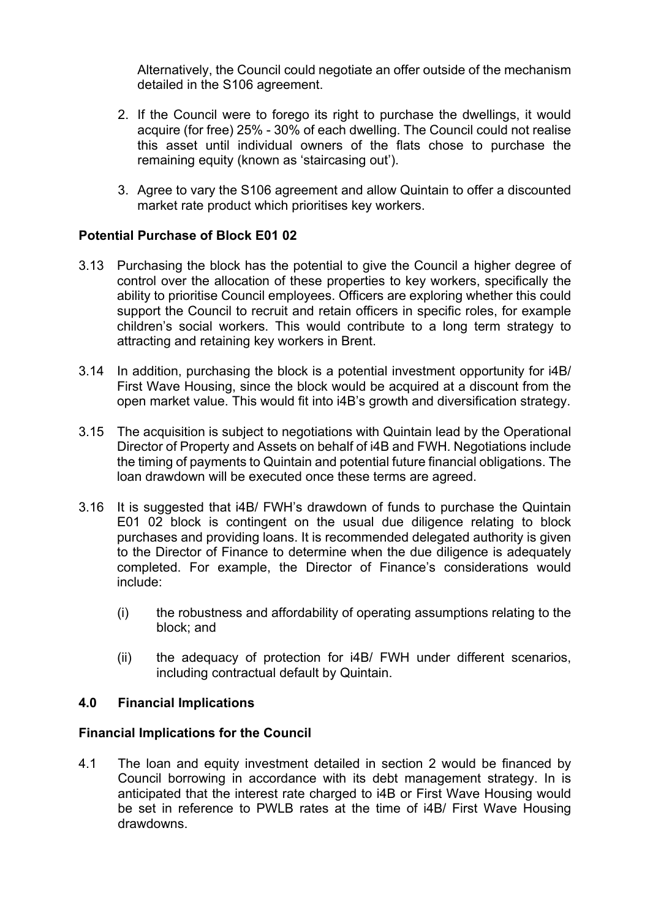Alternatively, the Council could negotiate an offer outside of the mechanism detailed in the S106 agreement.

2. If the Council were to forego its right to purchase the dwellings, it would acquire (for free) 25% - 30% of each dwelling. The Council could not realise this asset until individual owners of the flats chose to purchase the remaining equity (known as 'staircasing out').

3. Agree to vary the S106 agreement and allow Quintain to offer a discounted market rate product which prioritises key workers.

**Potential Purchase of Block E01 02**

3.13 Purchasing the block has the potential to give the Council a higher degree of control over the allocation of these properties to key workers, specifically the ability to prioritise Council employees. Officers are exploring whether this could support the Council to recruit and retain officers in specific roles, for example children's social workers. This would contribute to a long term strategy to attracting and retaining key workers in Brent.

3.14 In addition, purchasing the block is a potential investment opportunity for i4B/ First Wave Housing, since the block would be acquired at a discount from the open market value. This would fit into i4B's growth and diversification strategy.

3.15 The acquisition is subject to negotiations with Quintain lead by the Operational Director of Property and Assets on behalf of i4B and FWH. Negotiations include the timing of payments to Quintain and potential future financial obligations. The loan drawdown will be executed once these terms are agreed.

3.16 It is suggested that i4B/ FWH's drawdown of funds to purchase the Quintain E01 02 block is contingent on the usual due diligence relating to block purchases and providing loans. It is recommended delegated authority is given to the Director of Finance to determine when the due diligence is adequately completed. For example, the Director of Finance's considerations would include:

   (i) the robustness and affordability of operating assumptions relating to the block; and

   (ii) the adequacy of protection for i4B/ FWH under different scenarios, including contractual default by Quintain.

## 4.0 Financial Implications

**Financial Implications for the Council**

4.1 The loan and equity investment detailed in section 2 would be financed by Council borrowing in accordance with its debt management strategy. In is anticipated that the interest rate charged to i4B or First Wave Housing would be set in reference to PWLB rates at the time of i4B/ First Wave Housing drawdowns.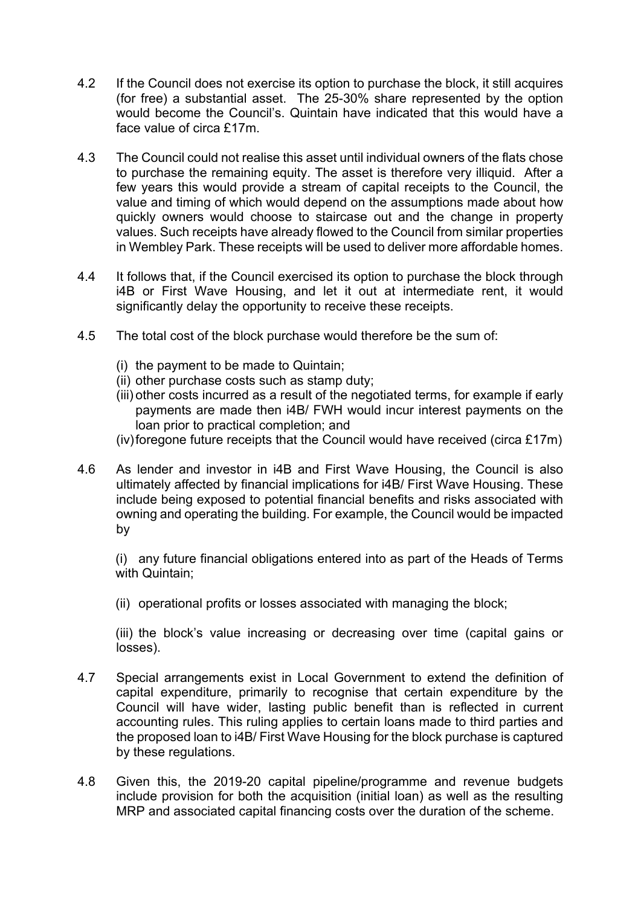4.2 If the Council does not exercise its option to purchase the block, it still acquires (for free) a substantial asset. The 25-30% share represented by the option would become the Council's. Quintain have indicated that this would have a face value of circa £17m.

4.3 The Council could not realise this asset until individual owners of the flats chose to purchase the remaining equity. The asset is therefore very illiquid. After a few years this would provide a stream of capital receipts to the Council, the value and timing of which would depend on the assumptions made about how quickly owners would choose to staircase out and the change in property values. Such receipts have already flowed to the Council from similar properties in Wembley Park. These receipts will be used to deliver more affordable homes.

4.4 It follows that, if the Council exercised its option to purchase the block through i4B or First Wave Housing, and let it out at intermediate rent, it would significantly delay the opportunity to receive these receipts.

4.5 The total cost of the block purchase would therefore be the sum of:

(i) the payment to be made to Quintain;
(ii) other purchase costs such as stamp duty;
(iii) other costs incurred as a result of the negotiated terms, for example if early payments are made then i4B/ FWH would incur interest payments on the loan prior to practical completion; and
(iv) foregone future receipts that the Council would have received (circa £17m)

4.6 As lender and investor in i4B and First Wave Housing, the Council is also ultimately affected by financial implications for i4B/ First Wave Housing. These include being exposed to potential financial benefits and risks associated with owning and operating the building. For example, the Council would be impacted by

(i) any future financial obligations entered into as part of the Heads of Terms with Quintain;

(ii) operational profits or losses associated with managing the block;

(iii) the block's value increasing or decreasing over time (capital gains or losses).

4.7 Special arrangements exist in Local Government to extend the definition of capital expenditure, primarily to recognise that certain expenditure by the Council will have wider, lasting public benefit than is reflected in current accounting rules. This ruling applies to certain loans made to third parties and the proposed loan to i4B/ First Wave Housing for the block purchase is captured by these regulations.

4.8 Given this, the 2019-20 capital pipeline/programme and revenue budgets include provision for both the acquisition (initial loan) as well as the resulting MRP and associated capital financing costs over the duration of the scheme.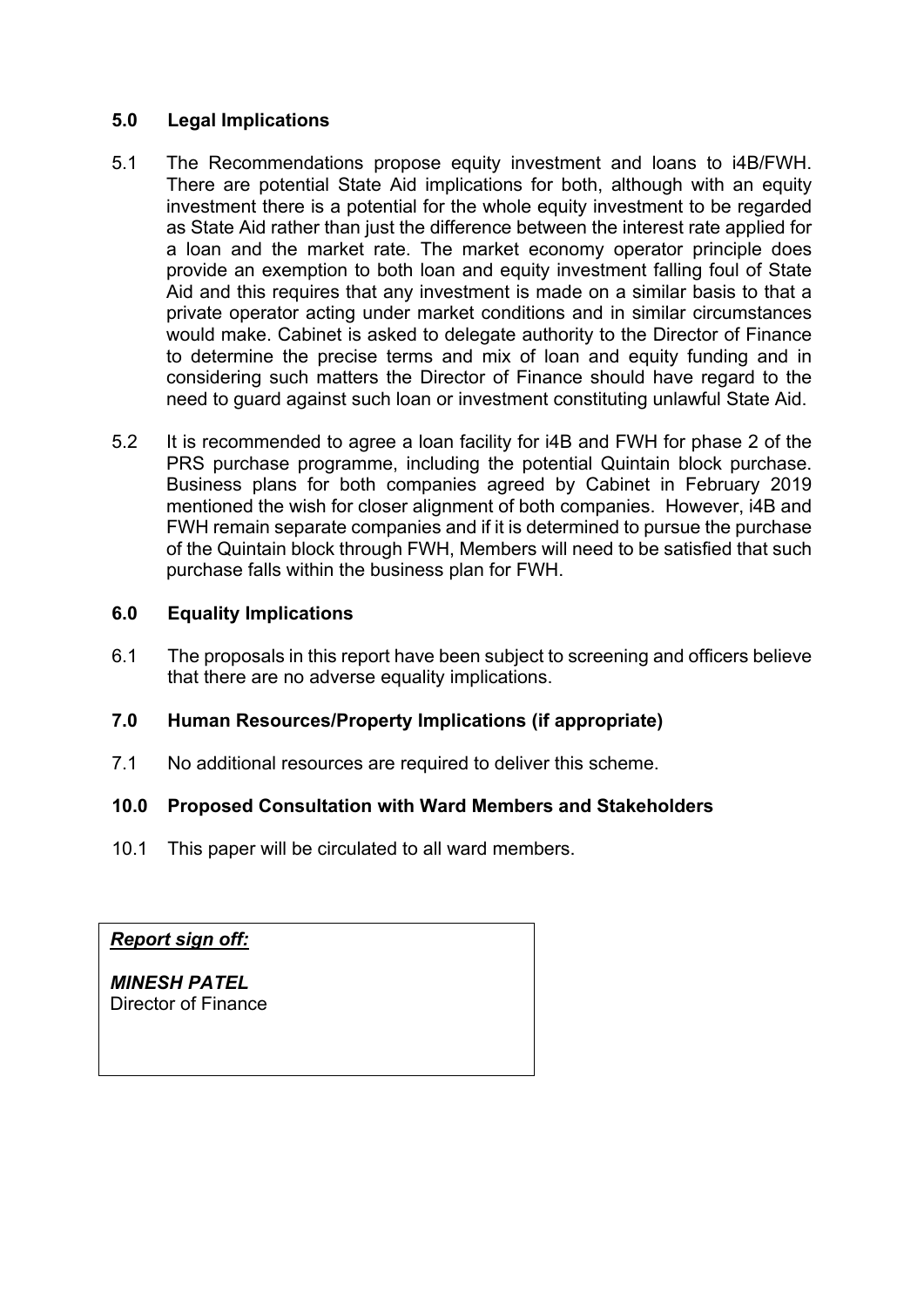## 5.0 Legal Implications

5.1 The Recommendations propose equity investment and loans to i4B/FWH. There are potential State Aid implications for both, although with an equity investment there is a potential for the whole equity investment to be regarded as State Aid rather than just the difference between the interest rate applied for a loan and the market rate. The market economy operator principle does provide an exemption to both loan and equity investment falling foul of State Aid and this requires that any investment is made on a similar basis to that a private operator acting under market conditions and in similar circumstances would make. Cabinet is asked to delegate authority to the Director of Finance to determine the precise terms and mix of loan and equity funding and in considering such matters the Director of Finance should have regard to the need to guard against such loan or investment constituting unlawful State Aid.

5.2 It is recommended to agree a loan facility for i4B and FWH for phase 2 of the PRS purchase programme, including the potential Quintain block purchase. Business plans for both companies agreed by Cabinet in February 2019 mentioned the wish for closer alignment of both companies. However, i4B and FWH remain separate companies and if it is determined to pursue the purchase of the Quintain block through FWH, Members will need to be satisfied that such purchase falls within the business plan for FWH.

## 6.0 Equality Implications

6.1 The proposals in this report have been subject to screening and officers believe that there are no adverse equality implications.

## 7.0 Human Resources/Property Implications (if appropriate)

7.1 No additional resources are required to deliver this scheme.

## 10.0 Proposed Consultation with Ward Members and Stakeholders

10.1 This paper will be circulated to all ward members.

***Report sign off:***

***MINESH PATEL***
Director of Finance